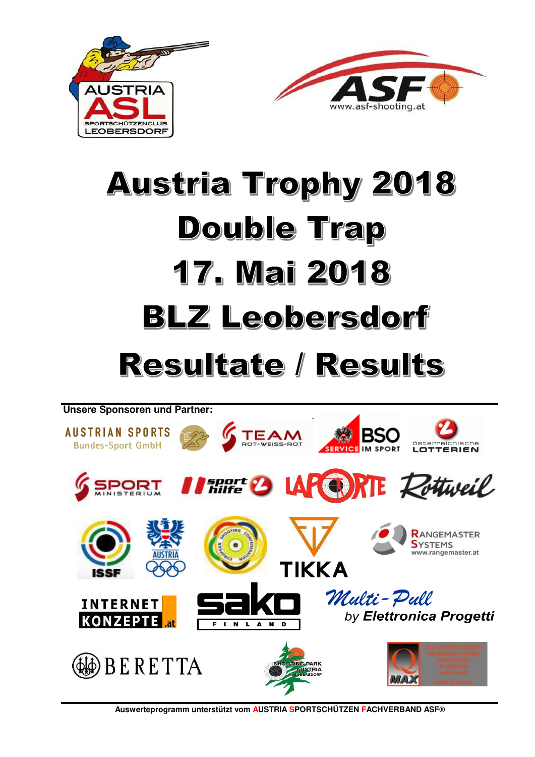# Austria Trophy 2018

# Double Trap

# 17. Mai 2018

# BLZ Leobersdorf

# Resultate / Results

**Unsere Sponsoren und Partner:**

**Auswerteprogramm unterstützt vom AUSTRIA SPORTSCHÜTZEN FACHVERBAND ASF®**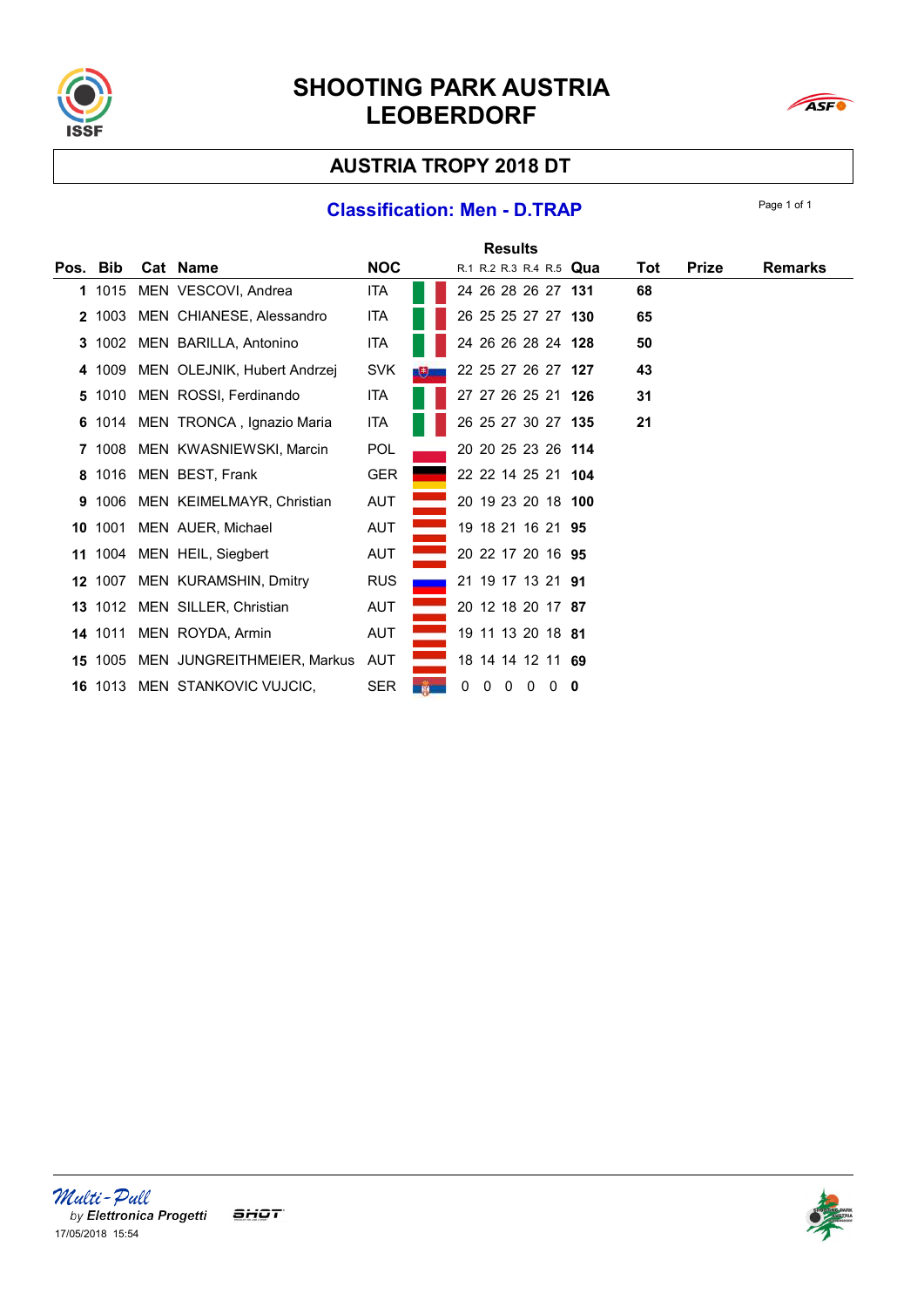# SHOOTING PARK AUSTRIA
# LEOBERDORF

## AUSTRIA TROPY 2018 DT

### Classification: Men - D.TRAP

| Pos. | Bib | Cat | Name | NOC | R.1 | R.2 | R.3 | R.4 | R.5 | Qua | Tot | Prize | Remarks |
|---|---|---|---|---|---|---|---|---|---|---|---|---|---|
| **1** | 1015 | MEN | VESCOVI, Andrea | ITA | 24 | 26 | 28 | 26 | 27 | **131** | **68** | | |
| **2** | 1003 | MEN | CHIANESE, Alessandro | ITA | 26 | 25 | 25 | 27 | 27 | **130** | **65** | | |
| **3** | 1002 | MEN | BARILLA, Antonino | ITA | 24 | 26 | 26 | 28 | 24 | **128** | **50** | | |
| **4** | 1009 | MEN | OLEJNIK, Hubert Andrzej | SVK | 22 | 25 | 27 | 26 | 27 | **127** | **43** | | |
| **5** | 1010 | MEN | ROSSI, Ferdinando | ITA | 27 | 27 | 26 | 25 | 21 | **126** | **31** | | |
| **6** | 1014 | MEN | TRONCA , Ignazio Maria | ITA | 26 | 25 | 27 | 30 | 27 | **135** | **21** | | |
| **7** | 1008 | MEN | KWASNIEWSKI, Marcin | POL | 20 | 20 | 25 | 23 | 26 | **114** | | | |
| **8** | 1016 | MEN | BEST, Frank | GER | 22 | 22 | 14 | 25 | 21 | **104** | | | |
| **9** | 1006 | MEN | KEIMELMAYR, Christian | AUT | 20 | 19 | 23 | 20 | 18 | **100** | | | |
| **10** | 1001 | MEN | AUER, Michael | AUT | 19 | 18 | 21 | 16 | 21 | **95** | | | |
| **11** | 1004 | MEN | HEIL, Siegbert | AUT | 20 | 22 | 17 | 20 | 16 | **95** | | | |
| **12** | 1007 | MEN | KURAMSHIN, Dmitry | RUS | 21 | 19 | 17 | 13 | 21 | **91** | | | |
| **13** | 1012 | MEN | SILLER, Christian | AUT | 20 | 12 | 18 | 20 | 17 | **87** | | | |
| **14** | 1011 | MEN | ROYDA, Armin | AUT | 19 | 11 | 13 | 20 | 18 | **81** | | | |
| **15** | 1005 | MEN | JUNGREITHMEIER, Markus | AUT | 18 | 14 | 14 | 12 | 11 | **69** | | | |
| **16** | 1013 | MEN | STANKOVIC VUJCIC, | SER | 0 | 0 | 0 | 0 | 0 | **0** | | | |

*Multi-Pull* by *Elettronica Progetti*

17/05/2018 15:54